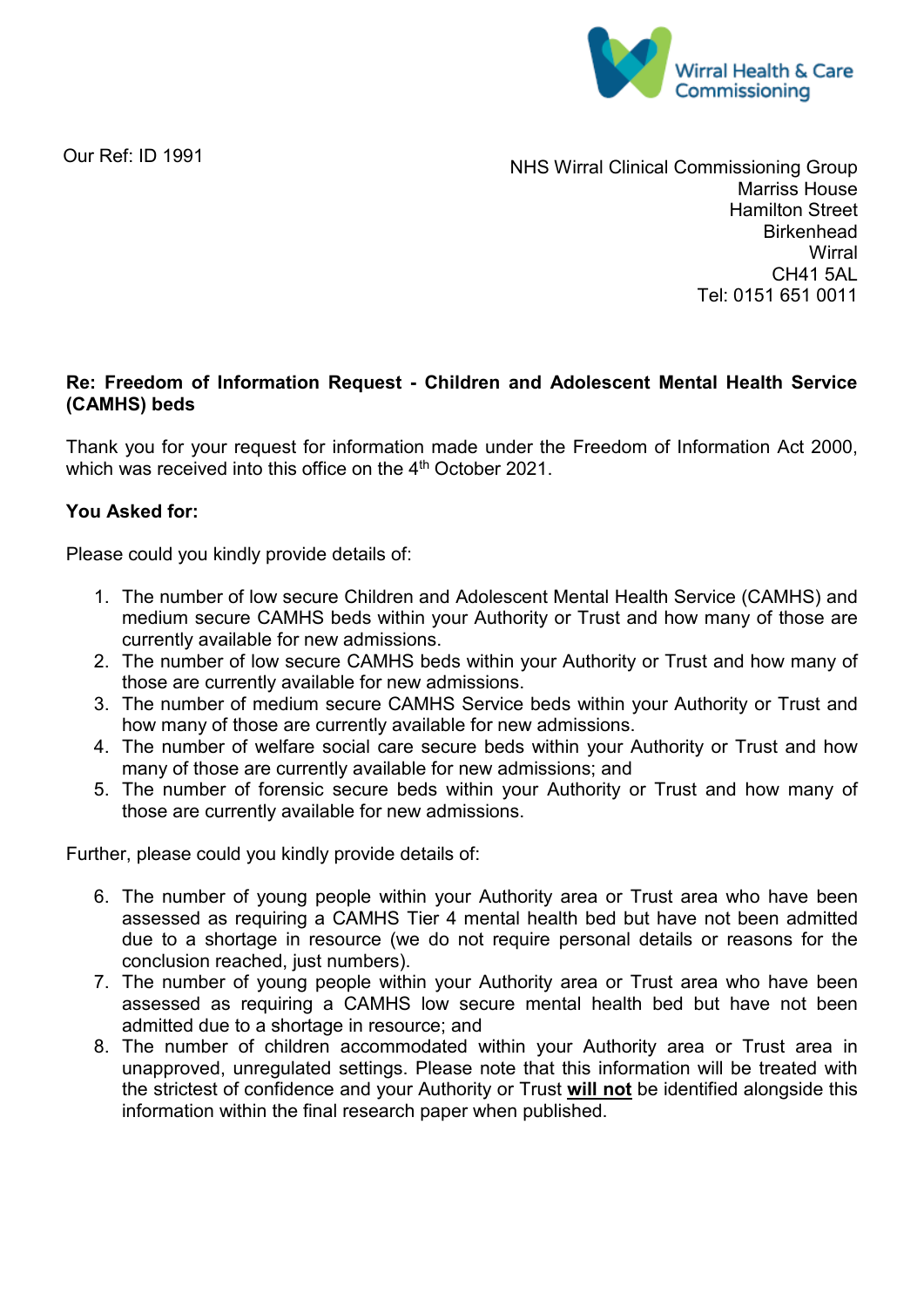Wirral Health & Care Commissioning

Our Ref: ID 1991

NHS Wirral Clinical Commissioning Group
Marriss House
Hamilton Street
Birkenhead
Wirral
CH41 5AL
Tel: 0151 651 0011

**Re: Freedom of Information Request - Children and Adolescent Mental Health Service (CAMHS) beds**

Thank you for your request for information made under the Freedom of Information Act 2000, which was received into this office on the 4th October 2021.

**You Asked for:**

Please could you kindly provide details of:

1. The number of low secure Children and Adolescent Mental Health Service (CAMHS) and medium secure CAMHS beds within your Authority or Trust and how many of those are currently available for new admissions.
2. The number of low secure CAMHS beds within your Authority or Trust and how many of those are currently available for new admissions.
3. The number of medium secure CAMHS Service beds within your Authority or Trust and how many of those are currently available for new admissions.
4. The number of welfare social care secure beds within your Authority or Trust and how many of those are currently available for new admissions; and
5. The number of forensic secure beds within your Authority or Trust and how many of those are currently available for new admissions.

Further, please could you kindly provide details of:

6. The number of young people within your Authority area or Trust area who have been assessed as requiring a CAMHS Tier 4 mental health bed but have not been admitted due to a shortage in resource (we do not require personal details or reasons for the conclusion reached, just numbers).
7. The number of young people within your Authority area or Trust area who have been assessed as requiring a CAMHS low secure mental health bed but have not been admitted due to a shortage in resource; and
8. The number of children accommodated within your Authority area or Trust area in unapproved, unregulated settings. Please note that this information will be treated with the strictest of confidence and your Authority or Trust **will not** be identified alongside this information within the final research paper when published.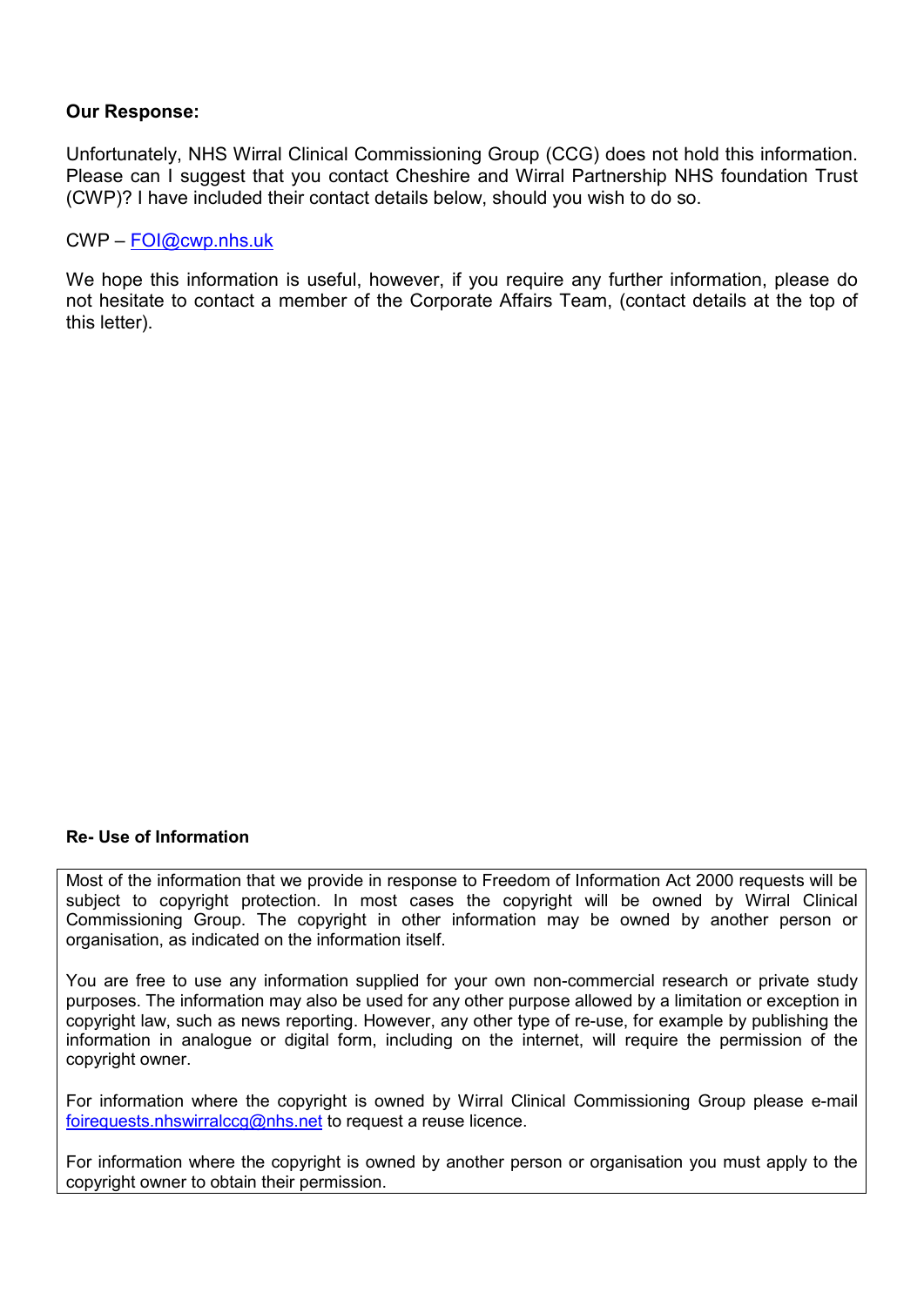**Our Response:**

Unfortunately, NHS Wirral Clinical Commissioning Group (CCG) does not hold this information. Please can I suggest that you contact Cheshire and Wirral Partnership NHS foundation Trust (CWP)? I have included their contact details below, should you wish to do so.

CWP – FOI@cwp.nhs.uk

We hope this information is useful, however, if you require any further information, please do not hesitate to contact a member of the Corporate Affairs Team, (contact details at the top of this letter).

**Re- Use of Information**

Most of the information that we provide in response to Freedom of Information Act 2000 requests will be subject to copyright protection. In most cases the copyright will be owned by Wirral Clinical Commissioning Group. The copyright in other information may be owned by another person or organisation, as indicated on the information itself.

You are free to use any information supplied for your own non-commercial research or private study purposes. The information may also be used for any other purpose allowed by a limitation or exception in copyright law, such as news reporting. However, any other type of re-use, for example by publishing the information in analogue or digital form, including on the internet, will require the permission of the copyright owner.

For information where the copyright is owned by Wirral Clinical Commissioning Group please e-mail foirequests.nhswirralccg@nhs.net to request a reuse licence.

For information where the copyright is owned by another person or organisation you must apply to the copyright owner to obtain their permission.